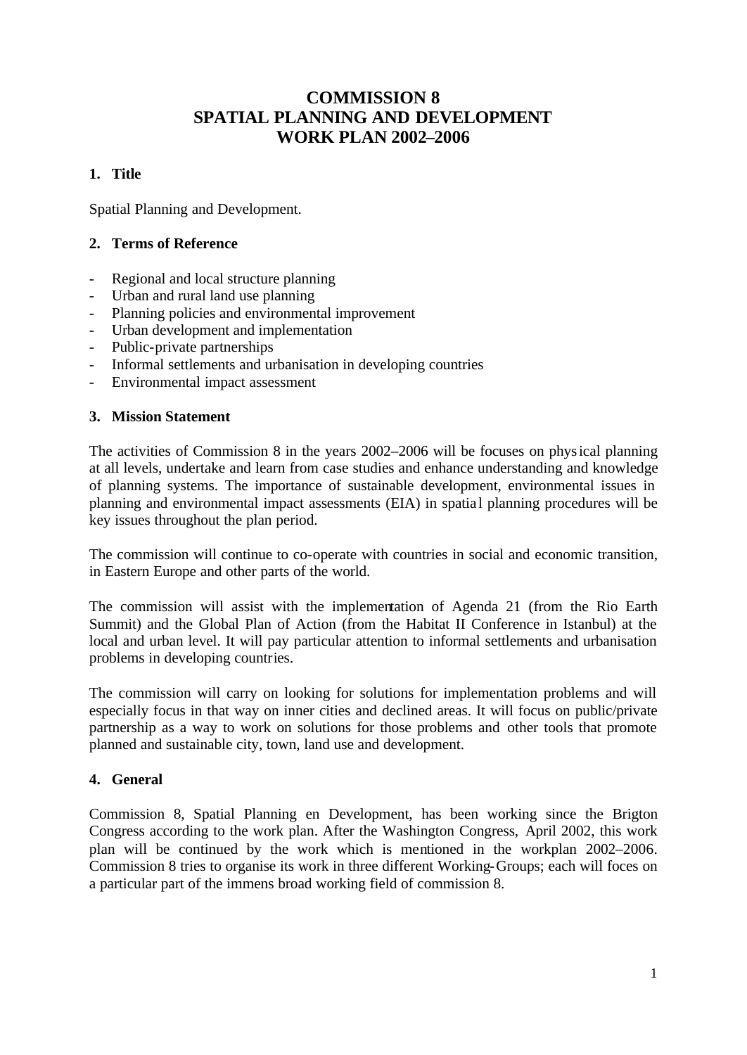# COMMISSION 8
# SPATIAL PLANNING AND DEVELOPMENT
# WORK PLAN 2002–2006

## 1. Title

Spatial Planning and Development.

## 2. Terms of Reference

- Regional and local structure planning
- Urban and rural land use planning
- Planning policies and environmental improvement
- Urban development and implementation
- Public-private partnerships
- Informal settlements and urbanisation in developing countries
- Environmental impact assessment

## 3. Mission Statement

The activities of Commission 8 in the years 2002–2006 will be focuses on physical planning at all levels, undertake and learn from case studies and enhance understanding and knowledge of planning systems. The importance of sustainable development, environmental issues in planning and environmental impact assessments (EIA) in spatial planning procedures will be key issues throughout the plan period.

The commission will continue to co-operate with countries in social and economic transition, in Eastern Europe and other parts of the world.

The commission will assist with the implementation of Agenda 21 (from the Rio Earth Summit) and the Global Plan of Action (from the Habitat II Conference in Istanbul) at the local and urban level. It will pay particular attention to informal settlements and urbanisation problems in developing countries.

The commission will carry on looking for solutions for implementation problems and will especially focus in that way on inner cities and declined areas. It will focus on public/private partnership as a way to work on solutions for those problems and other tools that promote planned and sustainable city, town, land use and development.

## 4. General

Commission 8, Spatial Planning en Development, has been working since the Brigton Congress according to the work plan. After the Washington Congress, April 2002, this work plan will be continued by the work which is mentioned in the workplan 2002–2006. Commission 8 tries to organise its work in three different Working-Groups; each will foces on a particular part of the immens broad working field of commission 8.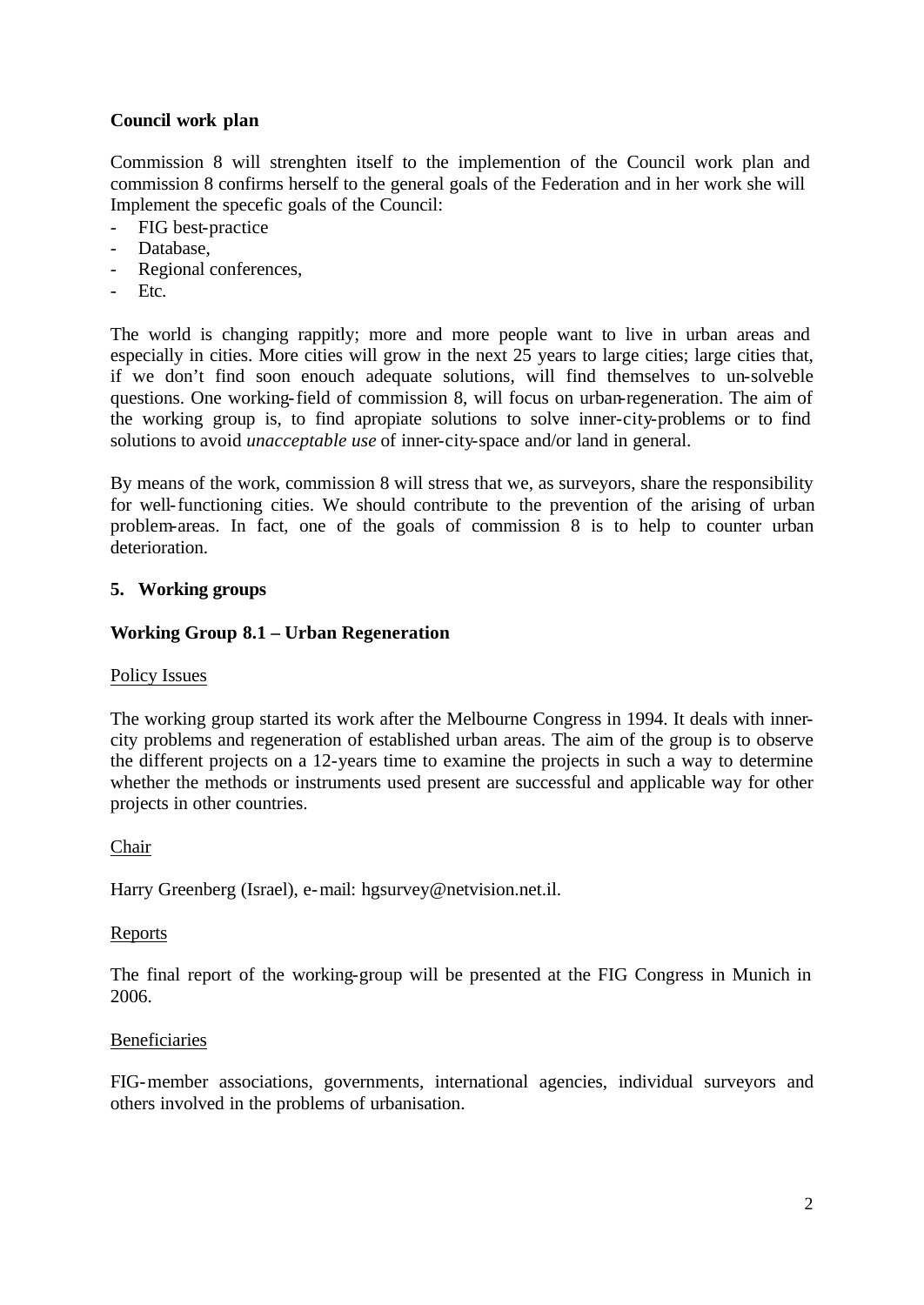**Council work plan**

Commission 8 will strenghten itself to the implemention of the Council work plan and commission 8 confirms herself to the general goals of the Federation and in her work she will Implement the specefic goals of the Council:

- FIG best-practice
- Database,
- Regional conferences,
- Etc.

The world is changing rappitly; more and more people want to live in urban areas and especially in cities. More cities will grow in the next 25 years to large cities; large cities that, if we don't find soon enouch adequate solutions, will find themselves to un-solveble questions. One working-field of commission 8, will focus on urban-regeneration. The aim of the working group is, to find apropiate solutions to solve inner-city-problems or to find solutions to avoid *unacceptable use* of inner-city-space and/or land in general.

By means of the work, commission 8 will stress that we, as surveyors, share the responsibility for well-functioning cities. We should contribute to the prevention of the arising of urban problem-areas. In fact, one of the goals of commission 8 is to help to counter urban deterioration.

## 5. Working groups

### Working Group 8.1 – Urban Regeneration

Policy Issues

The working group started its work after the Melbourne Congress in 1994. It deals with inner-city problems and regeneration of established urban areas. The aim of the group is to observe the different projects on a 12-years time to examine the projects in such a way to determine whether the methods or instruments used present are successful and applicable way for other projects in other countries.

Chair

Harry Greenberg (Israel), e-mail: hgsurvey@netvision.net.il.

Reports

The final report of the working-group will be presented at the FIG Congress in Munich in 2006.

Beneficiaries

FIG-member associations, governments, international agencies, individual surveyors and others involved in the problems of urbanisation.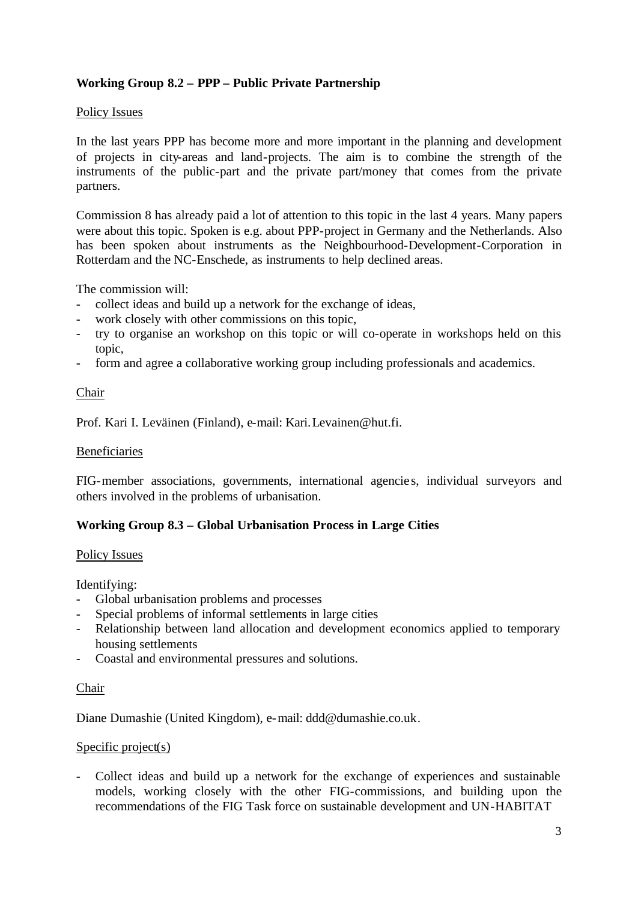**Working Group 8.2 – PPP – Public Private Partnership**

Policy Issues

In the last years PPP has become more and more important in the planning and development of projects in city-areas and land-projects. The aim is to combine the strength of the instruments of the public-part and the private part/money that comes from the private partners.

Commission 8 has already paid a lot of attention to this topic in the last 4 years. Many papers were about this topic. Spoken is e.g. about PPP-project in Germany and the Netherlands. Also has been spoken about instruments as the Neighbourhood-Development-Corporation in Rotterdam and the NC-Enschede, as instruments to help declined areas.

The commission will:

- collect ideas and build up a network for the exchange of ideas,
- work closely with other commissions on this topic,
- try to organise an workshop on this topic or will co-operate in workshops held on this topic,
- form and agree a collaborative working group including professionals and academics.

Chair

Prof. Kari I. Leväinen (Finland), e-mail: Kari.Levainen@hut.fi.

Beneficiaries

FIG-member associations, governments, international agencies, individual surveyors and others involved in the problems of urbanisation.

**Working Group 8.3 – Global Urbanisation Process in Large Cities**

Policy Issues

Identifying:

- Global urbanisation problems and processes
- Special problems of informal settlements in large cities
- Relationship between land allocation and development economics applied to temporary housing settlements
- Coastal and environmental pressures and solutions.

Chair

Diane Dumashie (United Kingdom), e-mail: ddd@dumashie.co.uk.

Specific project(s)

- Collect ideas and build up a network for the exchange of experiences and sustainable models, working closely with the other FIG-commissions, and building upon the recommendations of the FIG Task force on sustainable development and UN-HABITAT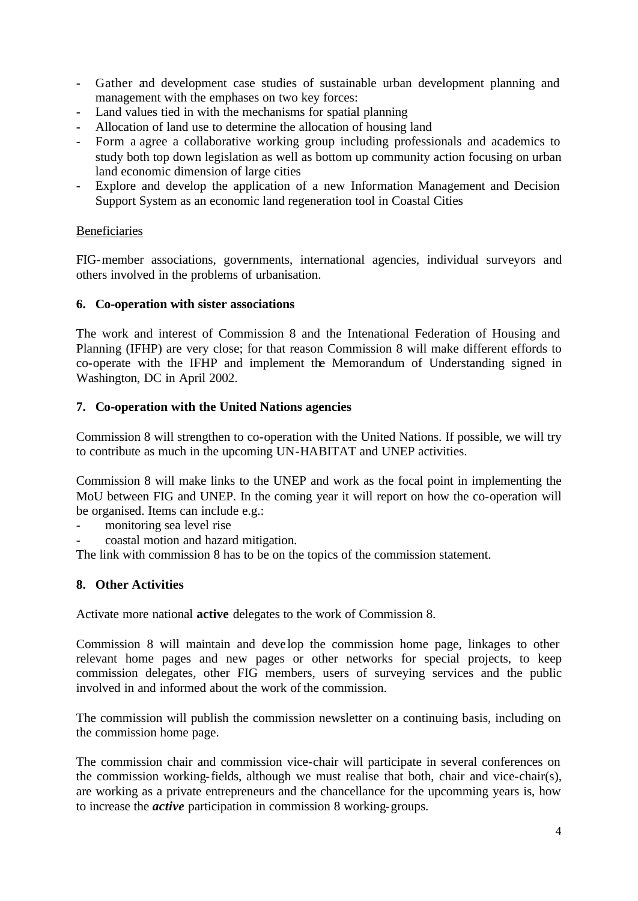- Gather and development case studies of sustainable urban development planning and management with the emphases on two key forces:
- Land values tied in with the mechanisms for spatial planning
- Allocation of land use to determine the allocation of housing land
- Form a agree a collaborative working group including professionals and academics to study both top down legislation as well as bottom up community action focusing on urban land economic dimension of large cities
- Explore and develop the application of a new Information Management and Decision Support System as an economic land regeneration tool in Coastal Cities

Beneficiaries

FIG-member associations, governments, international agencies, individual surveyors and others involved in the problems of urbanisation.

## 6. Co-operation with sister associations

The work and interest of Commission 8 and the Intenational Federation of Housing and Planning (IFHP) are very close; for that reason Commission 8 will make different effords to co-operate with the IFHP and implement the Memorandum of Understanding signed in Washington, DC in April 2002.

## 7. Co-operation with the United Nations agencies

Commission 8 will strengthen to co-operation with the United Nations. If possible, we will try to contribute as much in the upcoming UN-HABITAT and UNEP activities.

Commission 8 will make links to the UNEP and work as the focal point in implementing the MoU between FIG and UNEP. In the coming year it will report on how the co-operation will be organised. Items can include e.g.:
- monitoring sea level rise
- coastal motion and hazard mitigation.

The link with commission 8 has to be on the topics of the commission statement.

## 8. Other Activities

Activate more national **active** delegates to the work of Commission 8.

Commission 8 will maintain and develop the commission home page, linkages to other relevant home pages and new pages or other networks for special projects, to keep commission delegates, other FIG members, users of surveying services and the public involved in and informed about the work of the commission.

The commission will publish the commission newsletter on a continuing basis, including on the commission home page.

The commission chair and commission vice-chair will participate in several conferences on the commission working-fields, although we must realise that both, chair and vice-chair(s), are working as a private entrepreneurs and the chancellance for the upcomming years is, how to increase the ***active*** participation in commission 8 working-groups.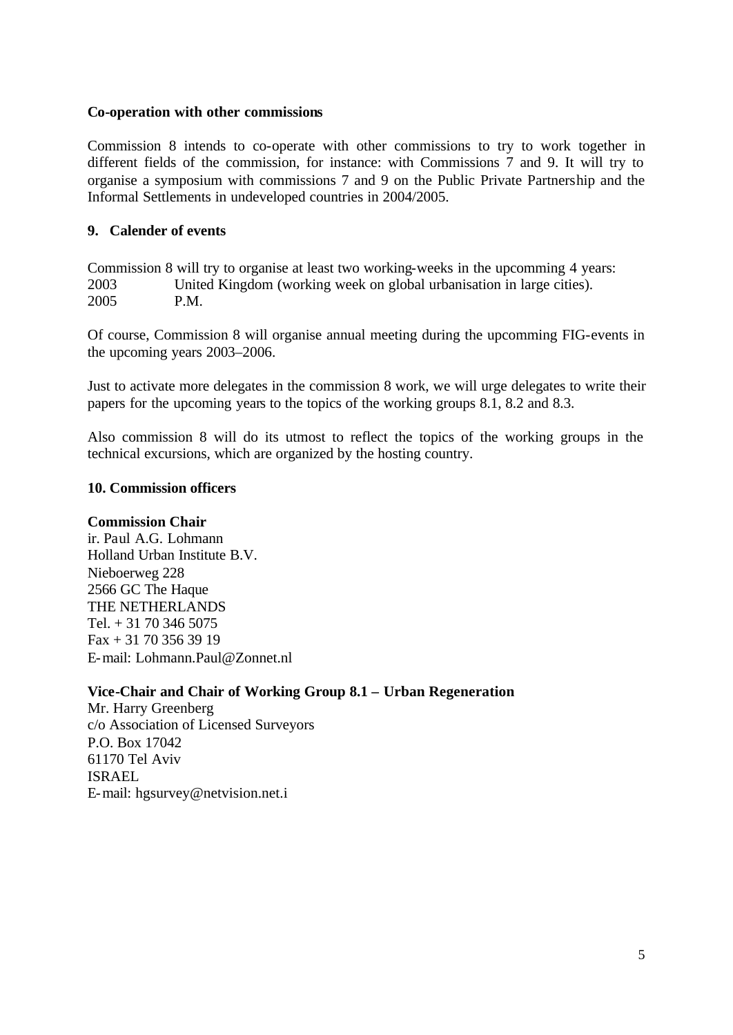**Co-operation with other commissions**

Commission 8 intends to co-operate with other commissions to try to work together in different fields of the commission, for instance: with Commissions 7 and 9. It will try to organise a symposium with commissions 7 and 9 on the Public Private Partnership and the Informal Settlements in undeveloped countries in 2004/2005.

## 9. Calender of events

Commission 8 will try to organise at least two working-weeks in the upcomming 4 years:
2003 United Kingdom (working week on global urbanisation in large cities).
2005 P.M.

Of course, Commission 8 will organise annual meeting during the upcomming FIG-events in the upcoming years 2003–2006.

Just to activate more delegates in the commission 8 work, we will urge delegates to write their papers for the upcoming years to the topics of the working groups 8.1, 8.2 and 8.3.

Also commission 8 will do its utmost to reflect the topics of the working groups in the technical excursions, which are organized by the hosting country.

## 10. Commission officers

**Commission Chair**
ir. Paul A.G. Lohmann
Holland Urban Institute B.V.
Nieboerweg 228
2566 GC The Haque
THE NETHERLANDS
Tel. + 31 70 346 5075
Fax + 31 70 356 39 19
E-mail: Lohmann.Paul@Zonnet.nl

**Vice-Chair and Chair of Working Group 8.1 – Urban Regeneration**
Mr. Harry Greenberg
c/o Association of Licensed Surveyors
P.O. Box 17042
61170 Tel Aviv
ISRAEL
E-mail: hgsurvey@netvision.net.i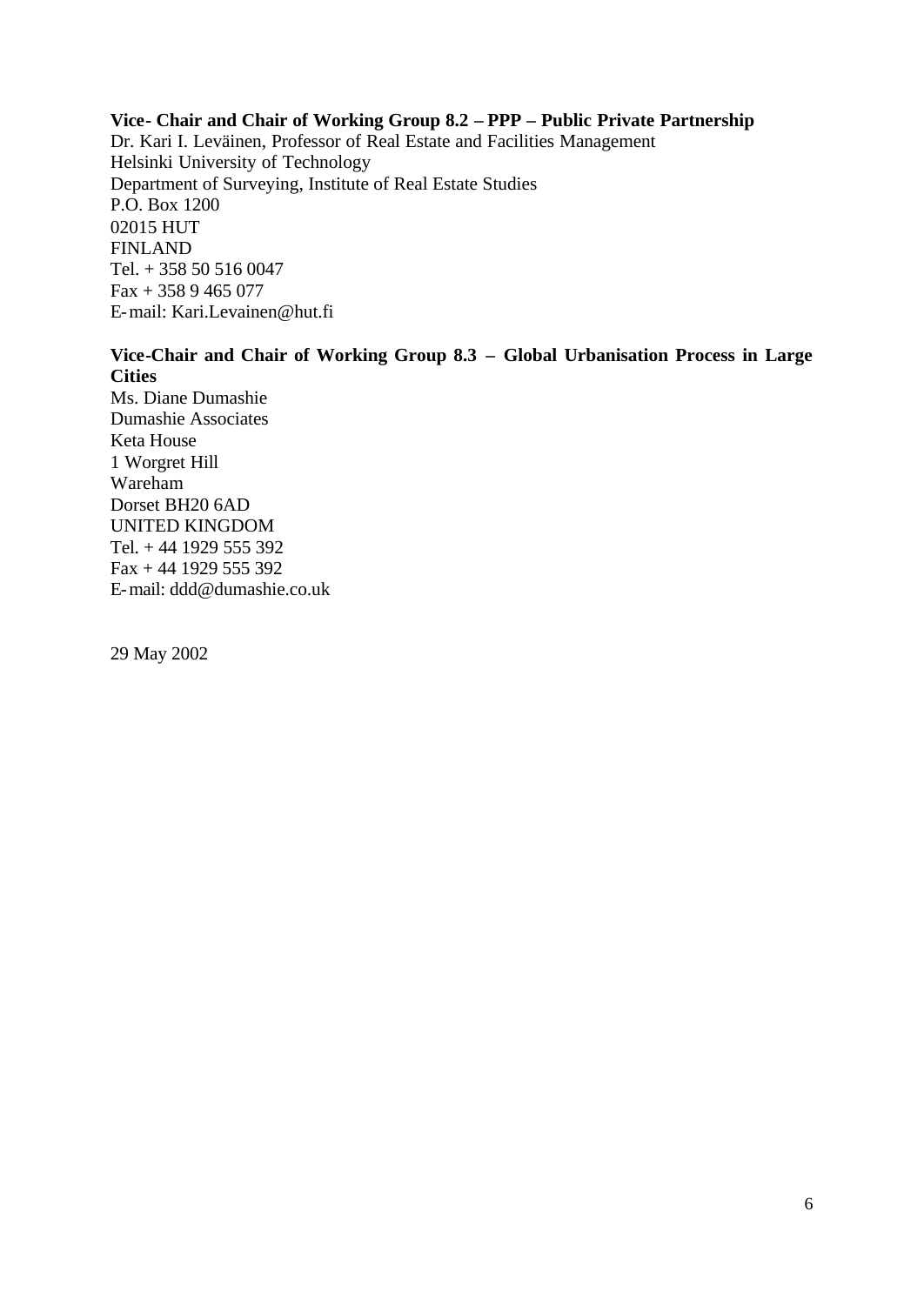**Vice- Chair and Chair of Working Group 8.2 – PPP – Public Private Partnership**
Dr. Kari I. Leväinen, Professor of Real Estate and Facilities Management
Helsinki University of Technology
Department of Surveying, Institute of Real Estate Studies
P.O. Box 1200
02015 HUT
FINLAND
Tel. + 358 50 516 0047
Fax + 358 9 465 077
E-mail: Kari.Levainen@hut.fi

**Vice-Chair and Chair of Working Group 8.3 – Global Urbanisation Process in Large Cities**
Ms. Diane Dumashie
Dumashie Associates
Keta House
1 Worgret Hill
Wareham
Dorset BH20 6AD
UNITED KINGDOM
Tel. + 44 1929 555 392
Fax + 44 1929 555 392
E-mail: ddd@dumashie.co.uk

29 May 2002